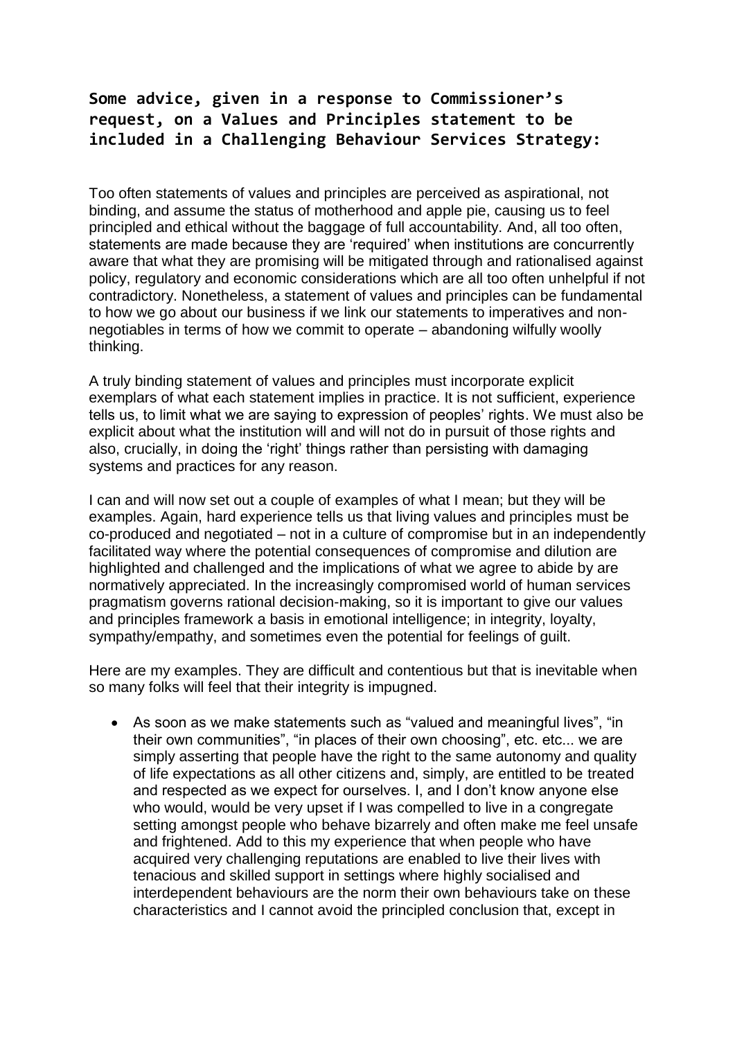**Some advice, given in a response to Commissioner's request, on a Values and Principles statement to be included in a Challenging Behaviour Services Strategy:**

Too often statements of values and principles are perceived as aspirational, not binding, and assume the status of motherhood and apple pie, causing us to feel principled and ethical without the baggage of full accountability. And, all too often, statements are made because they are 'required' when institutions are concurrently aware that what they are promising will be mitigated through and rationalised against policy, regulatory and economic considerations which are all too often unhelpful if not contradictory. Nonetheless, a statement of values and principles can be fundamental to how we go about our business if we link our statements to imperatives and non-negotiables in terms of how we commit to operate – abandoning wilfully woolly thinking.

A truly binding statement of values and principles must incorporate explicit exemplars of what each statement implies in practice. It is not sufficient, experience tells us, to limit what we are saying to expression of peoples' rights. We must also be explicit about what the institution will and will not do in pursuit of those rights and also, crucially, in doing the 'right' things rather than persisting with damaging systems and practices for any reason.

I can and will now set out a couple of examples of what I mean; but they will be examples. Again, hard experience tells us that living values and principles must be co-produced and negotiated – not in a culture of compromise but in an independently facilitated way where the potential consequences of compromise and dilution are highlighted and challenged and the implications of what we agree to abide by are normatively appreciated. In the increasingly compromised world of human services pragmatism governs rational decision-making, so it is important to give our values and principles framework a basis in emotional intelligence; in integrity, loyalty, sympathy/empathy, and sometimes even the potential for feelings of guilt.

Here are my examples. They are difficult and contentious but that is inevitable when so many folks will feel that their integrity is impugned.

- As soon as we make statements such as "valued and meaningful lives", "in their own communities", "in places of their own choosing", etc. etc... we are simply asserting that people have the right to the same autonomy and quality of life expectations as all other citizens and, simply, are entitled to be treated and respected as we expect for ourselves. I, and I don't know anyone else who would, would be very upset if I was compelled to live in a congregate setting amongst people who behave bizarrely and often make me feel unsafe and frightened. Add to this my experience that when people who have acquired very challenging reputations are enabled to live their lives with tenacious and skilled support in settings where highly socialised and interdependent behaviours are the norm their own behaviours take on these characteristics and I cannot avoid the principled conclusion that, except in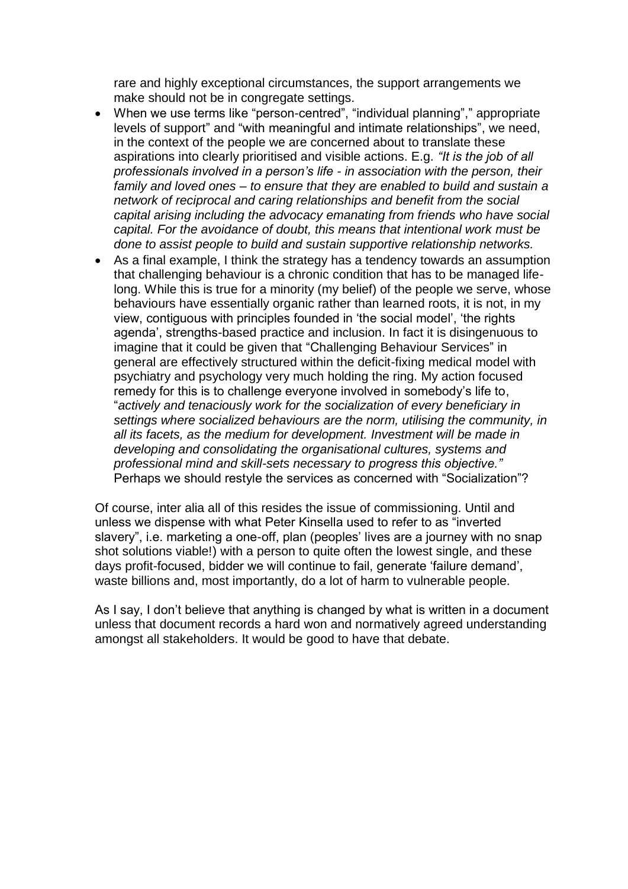rare and highly exceptional circumstances, the support arrangements we make should not be in congregate settings.

- When we use terms like "person-centred", "individual planning"," appropriate levels of support" and "with meaningful and intimate relationships", we need, in the context of the people we are concerned about to translate these aspirations into clearly prioritised and visible actions. E.g. *"It is the job of all professionals involved in a person's life - in association with the person, their family and loved ones – to ensure that they are enabled to build and sustain a network of reciprocal and caring relationships and benefit from the social capital arising including the advocacy emanating from friends who have social capital. For the avoidance of doubt, this means that intentional work must be done to assist people to build and sustain supportive relationship networks.*
- As a final example, I think the strategy has a tendency towards an assumption that challenging behaviour is a chronic condition that has to be managed life-long. While this is true for a minority (my belief) of the people we serve, whose behaviours have essentially organic rather than learned roots, it is not, in my view, contiguous with principles founded in 'the social model', 'the rights agenda', strengths-based practice and inclusion. In fact it is disingenuous to imagine that it could be given that "Challenging Behaviour Services" in general are effectively structured within the deficit-fixing medical model with psychiatry and psychology very much holding the ring. My action focused remedy for this is to challenge everyone involved in somebody's life to, "*actively and tenaciously work for the socialization of every beneficiary in settings where socialized behaviours are the norm, utilising the community, in all its facets, as the medium for development. Investment will be made in developing and consolidating the organisational cultures, systems and professional mind and skill-sets necessary to progress this objective."* Perhaps we should restyle the services as concerned with "Socialization"?

Of course, inter alia all of this resides the issue of commissioning. Until and unless we dispense with what Peter Kinsella used to refer to as "inverted slavery", i.e. marketing a one-off, plan (peoples' lives are a journey with no snap shot solutions viable!) with a person to quite often the lowest single, and these days profit-focused, bidder we will continue to fail, generate 'failure demand', waste billions and, most importantly, do a lot of harm to vulnerable people.

As I say, I don't believe that anything is changed by what is written in a document unless that document records a hard won and normatively agreed understanding amongst all stakeholders. It would be good to have that debate.